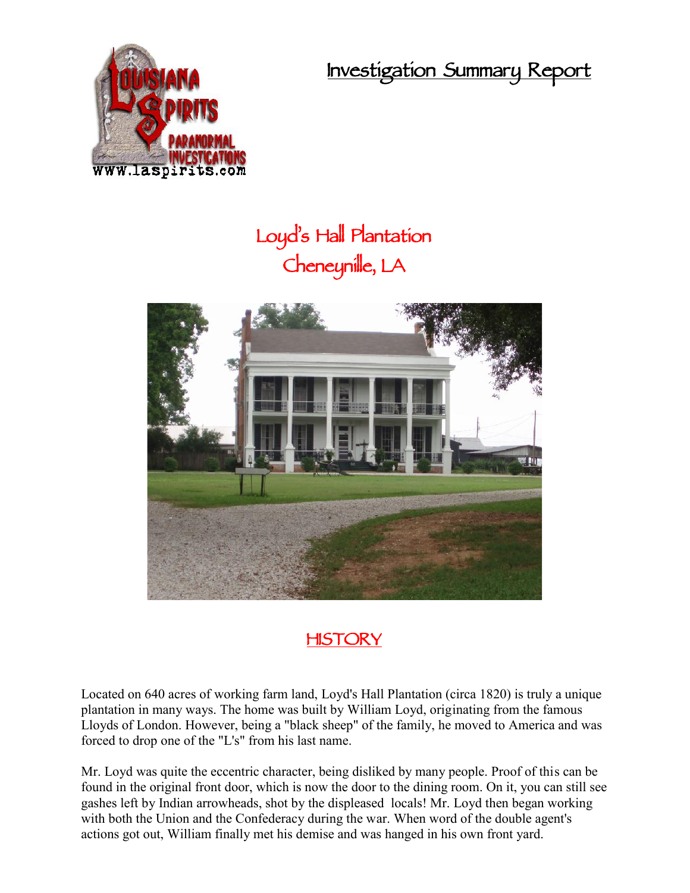# Investigation Summary Report

## Loyd's Hall Plantation
## Cheneyville, LA

## HISTORY

Located on 640 acres of working farm land, Loyd's Hall Plantation (circa 1820) is truly a unique plantation in many ways. The home was built by William Loyd, originating from the famous Lloyds of London. However, being a "black sheep" of the family, he moved to America and was forced to drop one of the "L's" from his last name.

Mr. Loyd was quite the eccentric character, being disliked by many people. Proof of this can be found in the original front door, which is now the door to the dining room. On it, you can still see gashes left by Indian arrowheads, shot by the displeased locals! Mr. Loyd then began working with both the Union and the Confederacy during the war. When word of the double agent's actions got out, William finally met his demise and was hanged in his own front yard.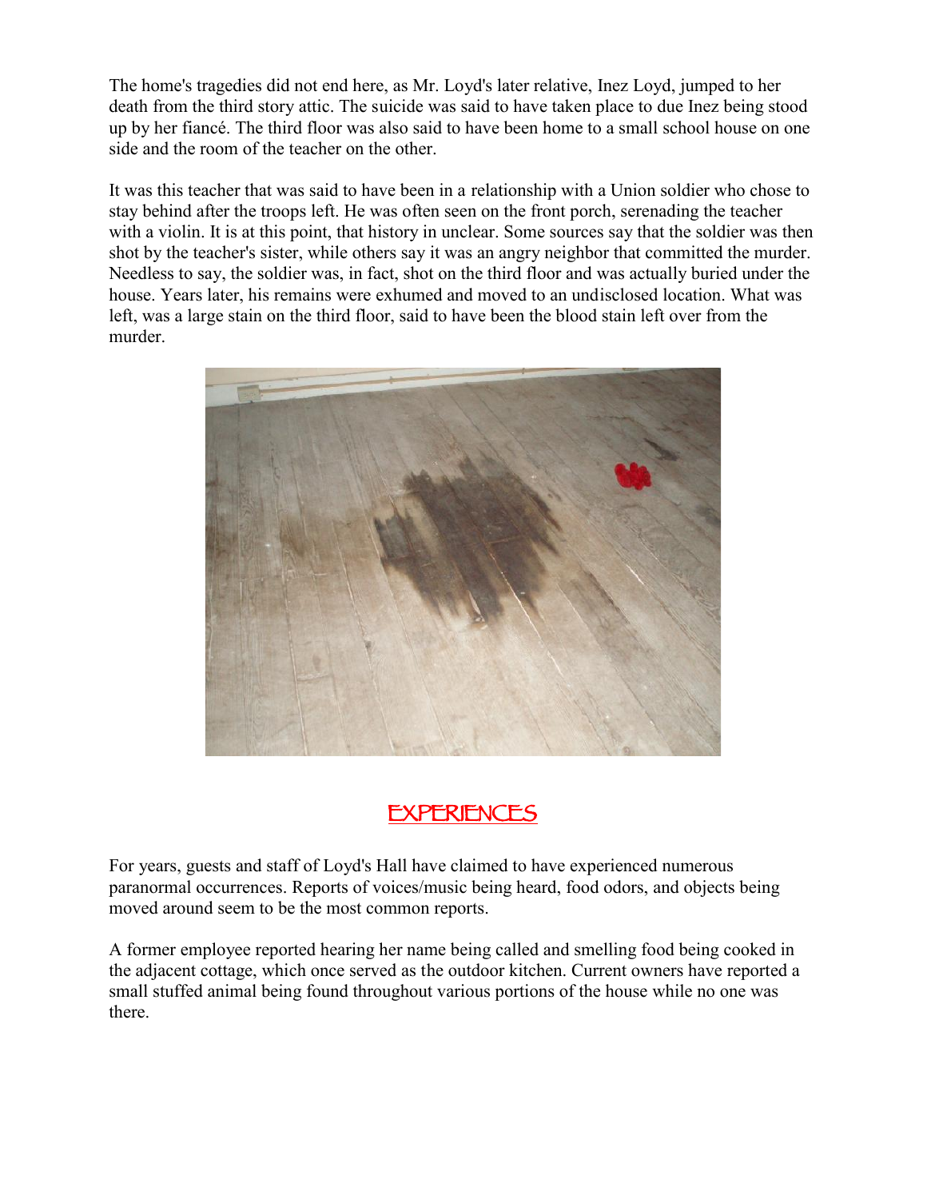The home's tragedies did not end here, as Mr. Loyd's later relative, Inez Loyd, jumped to her death from the third story attic. The suicide was said to have taken place to due Inez being stood up by her fiancé. The third floor was also said to have been home to a small school house on one side and the room of the teacher on the other.

It was this teacher that was said to have been in a relationship with a Union soldier who chose to stay behind after the troops left. He was often seen on the front porch, serenading the teacher with a violin. It is at this point, that history in unclear. Some sources say that the soldier was then shot by the teacher's sister, while others say it was an angry neighbor that committed the murder. Needless to say, the soldier was, in fact, shot on the third floor and was actually buried under the house. Years later, his remains were exhumed and moved to an undisclosed location. What was left, was a large stain on the third floor, said to have been the blood stain left over from the murder.

## EXPERIENCES

For years, guests and staff of Loyd's Hall have claimed to have experienced numerous paranormal occurrences. Reports of voices/music being heard, food odors, and objects being moved around seem to be the most common reports.

A former employee reported hearing her name being called and smelling food being cooked in the adjacent cottage, which once served as the outdoor kitchen. Current owners have reported a small stuffed animal being found throughout various portions of the house while no one was there.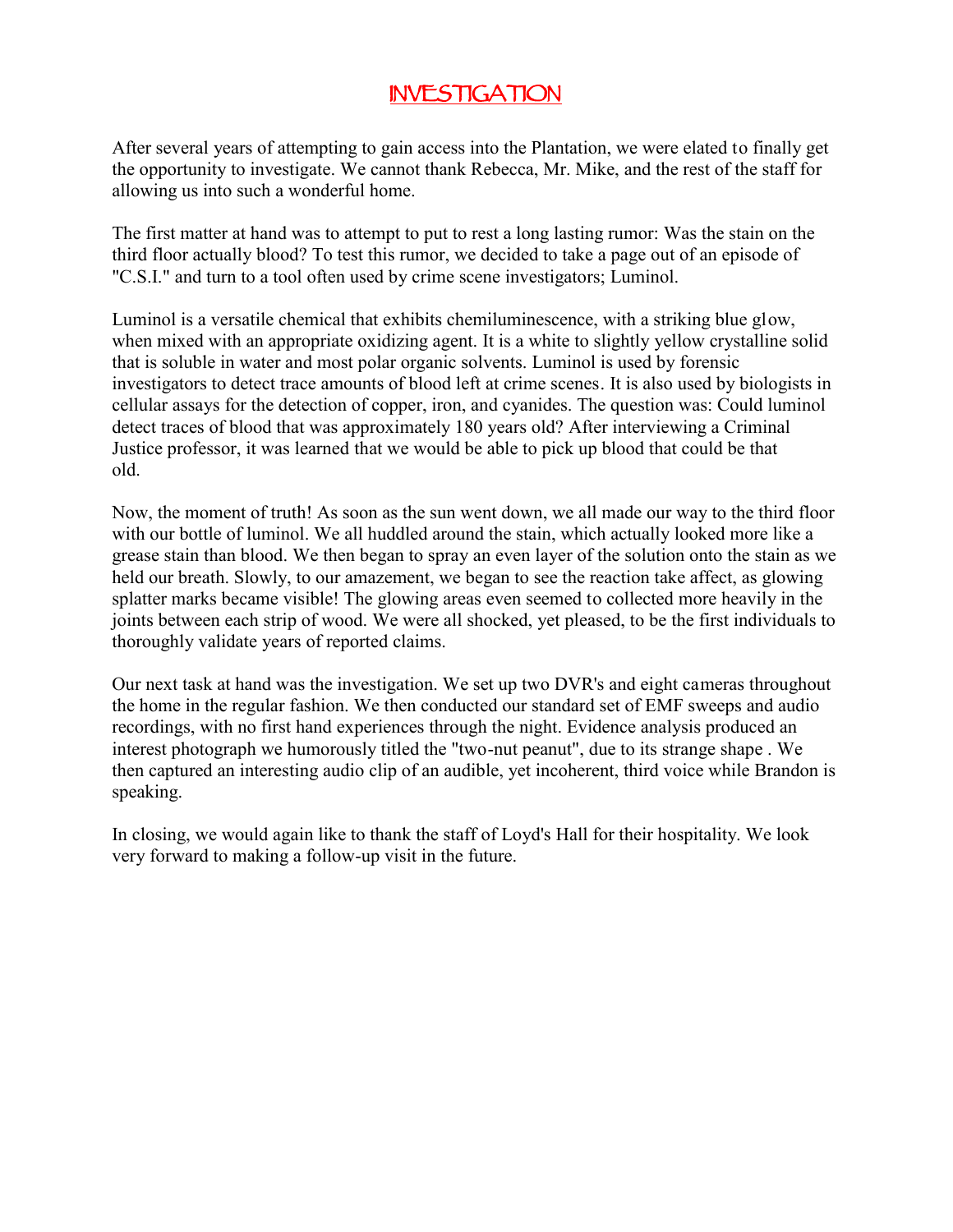# INVESTIGATION

After several years of attempting to gain access into the Plantation, we were elated to finally get the opportunity to investigate. We cannot thank Rebecca, Mr. Mike, and the rest of the staff for allowing us into such a wonderful home.

The first matter at hand was to attempt to put to rest a long lasting rumor: Was the stain on the third floor actually blood? To test this rumor, we decided to take a page out of an episode of "C.S.I." and turn to a tool often used by crime scene investigators; Luminol.

Luminol is a versatile chemical that exhibits chemiluminescence, with a striking blue glow, when mixed with an appropriate oxidizing agent. It is a white to slightly yellow crystalline solid that is soluble in water and most polar organic solvents. Luminol is used by forensic investigators to detect trace amounts of blood left at crime scenes. It is also used by biologists in cellular assays for the detection of copper, iron, and cyanides. The question was: Could luminol detect traces of blood that was approximately 180 years old? After interviewing a Criminal Justice professor, it was learned that we would be able to pick up blood that could be that old.

Now, the moment of truth! As soon as the sun went down, we all made our way to the third floor with our bottle of luminol. We all huddled around the stain, which actually looked more like a grease stain than blood. We then began to spray an even layer of the solution onto the stain as we held our breath. Slowly, to our amazement, we began to see the reaction take affect, as glowing splatter marks became visible! The glowing areas even seemed to collected more heavily in the joints between each strip of wood. We were all shocked, yet pleased, to be the first individuals to thoroughly validate years of reported claims.

Our next task at hand was the investigation. We set up two DVR's and eight cameras throughout the home in the regular fashion. We then conducted our standard set of EMF sweeps and audio recordings, with no first hand experiences through the night. Evidence analysis produced an interest photograph we humorously titled the "two-nut peanut", due to its strange shape . We then captured an interesting audio clip of an audible, yet incoherent, third voice while Brandon is speaking.

In closing, we would again like to thank the staff of Loyd's Hall for their hospitality. We look very forward to making a follow-up visit in the future.